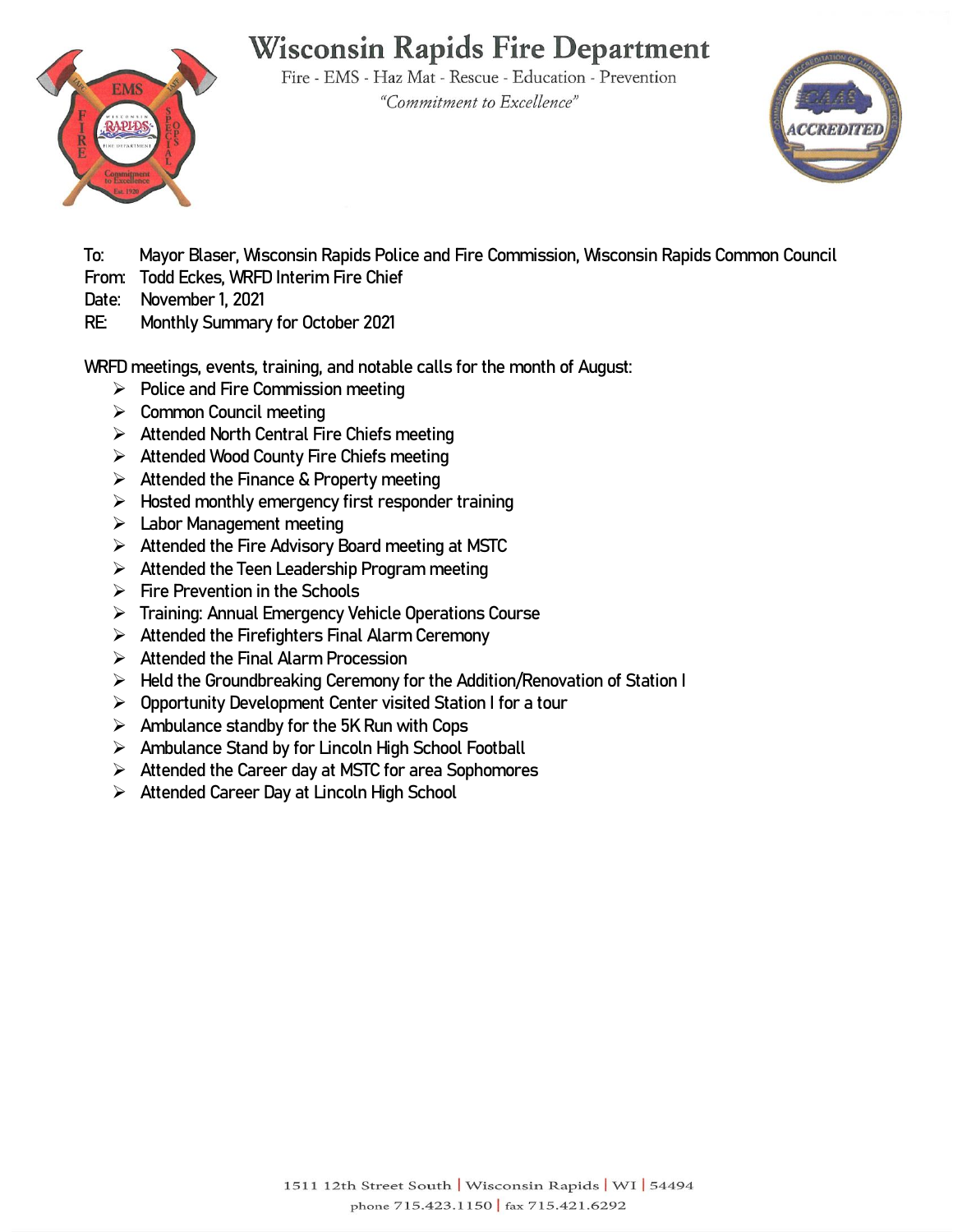# Wisconsin Rapids Fire Department

Fire - EMS - Haz Mat - Rescue - Education - Prevention

*"Commitment to Excellence"*

To: Mayor Blaser, Wisconsin Rapids Police and Fire Commission, Wisconsin Rapids Common Council
From: Todd Eckes, WRFD Interim Fire Chief
Date: November 1, 2021
RE: Monthly Summary for October 2021

WRFD meetings, events, training, and notable calls for the month of August:

- Police and Fire Commission meeting
- Common Council meeting
- Attended North Central Fire Chiefs meeting
- Attended Wood County Fire Chiefs meeting
- Attended the Finance & Property meeting
- Hosted monthly emergency first responder training
- Labor Management meeting
- Attended the Fire Advisory Board meeting at MSTC
- Attended the Teen Leadership Program meeting
- Fire Prevention in the Schools
- Training: Annual Emergency Vehicle Operations Course
- Attended the Firefighters Final Alarm Ceremony
- Attended the Final Alarm Procession
- Held the Groundbreaking Ceremony for the Addition/Renovation of Station I
- Opportunity Development Center visited Station I for a tour
- Ambulance standby for the 5K Run with Cops
- Ambulance Stand by for Lincoln High School Football
- Attended the Career day at MSTC for area Sophomores
- Attended Career Day at Lincoln High School

1511 12th Street South | Wisconsin Rapids | WI | 54494
phone 715.423.1150 | fax 715.421.6292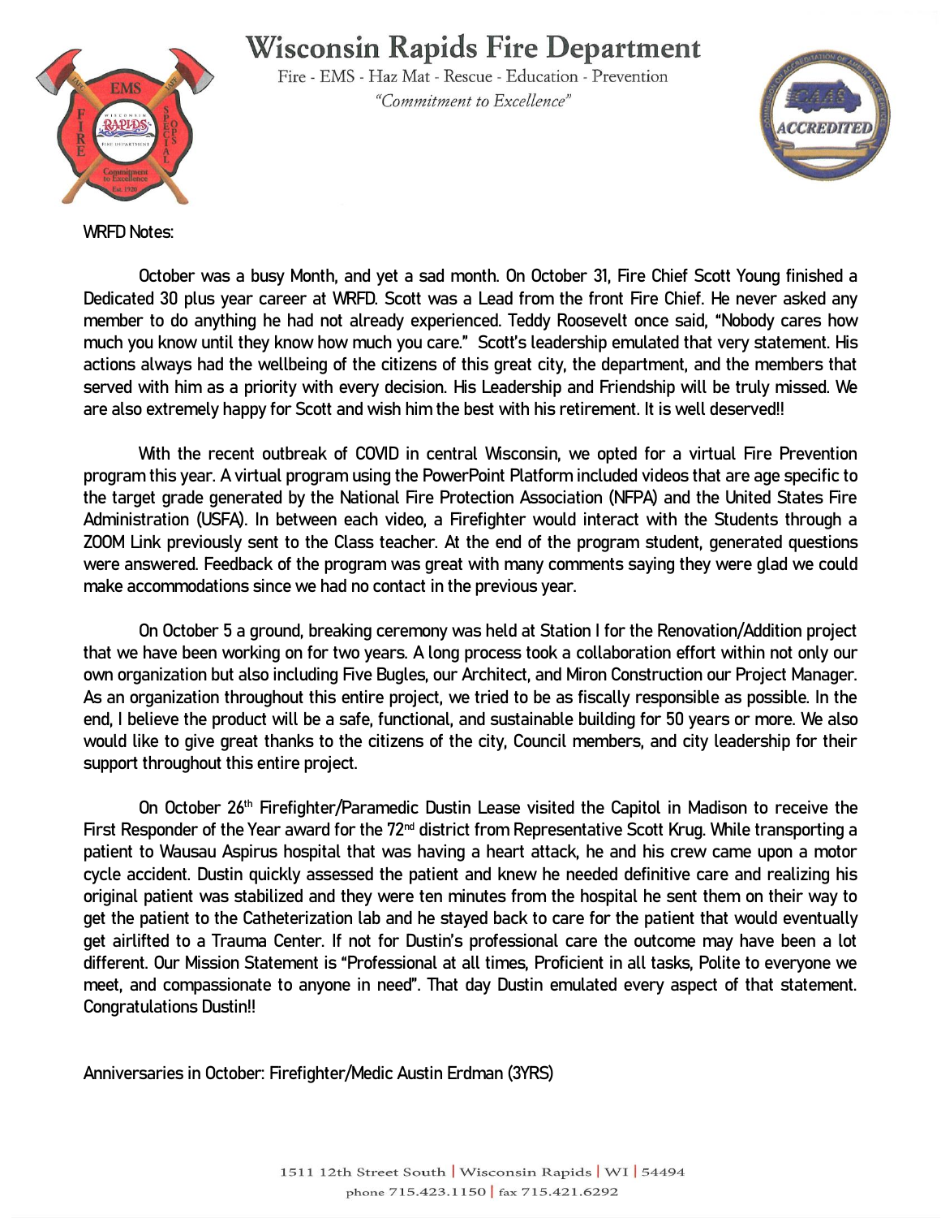# Wisconsin Rapids Fire Department

Fire - EMS - Haz Mat - Rescue - Education - Prevention

*"Commitment to Excellence"*

WRFD Notes:

October was a busy Month, and yet a sad month. On October 31, Fire Chief Scott Young finished a Dedicated 30 plus year career at WRFD. Scott was a Lead from the front Fire Chief. He never asked any member to do anything he had not already experienced. Teddy Roosevelt once said, "Nobody cares how much you know until they know how much you care." Scott's leadership emulated that very statement. His actions always had the wellbeing of the citizens of this great city, the department, and the members that served with him as a priority with every decision. His Leadership and Friendship will be truly missed. We are also extremely happy for Scott and wish him the best with his retirement. It is well deserved!!

With the recent outbreak of COVID in central Wisconsin, we opted for a virtual Fire Prevention program this year. A virtual program using the PowerPoint Platform included videos that are age specific to the target grade generated by the National Fire Protection Association (NFPA) and the United States Fire Administration (USFA). In between each video, a Firefighter would interact with the Students through a ZOOM Link previously sent to the Class teacher. At the end of the program student, generated questions were answered. Feedback of the program was great with many comments saying they were glad we could make accommodations since we had no contact in the previous year.

On October 5 a ground, breaking ceremony was held at Station I for the Renovation/Addition project that we have been working on for two years. A long process took a collaboration effort within not only our own organization but also including Five Bugles, our Architect, and Miron Construction our Project Manager. As an organization throughout this entire project, we tried to be as fiscally responsible as possible. In the end, I believe the product will be a safe, functional, and sustainable building for 50 years or more. We also would like to give great thanks to the citizens of the city, Council members, and city leadership for their support throughout this entire project.

On October 26th Firefighter/Paramedic Dustin Lease visited the Capitol in Madison to receive the First Responder of the Year award for the 72nd district from Representative Scott Krug. While transporting a patient to Wausau Aspirus hospital that was having a heart attack, he and his crew came upon a motor cycle accident. Dustin quickly assessed the patient and knew he needed definitive care and realizing his original patient was stabilized and they were ten minutes from the hospital he sent them on their way to get the patient to the Catheterization lab and he stayed back to care for the patient that would eventually get airlifted to a Trauma Center. If not for Dustin's professional care the outcome may have been a lot different. Our Mission Statement is "Professional at all times, Proficient in all tasks, Polite to everyone we meet, and compassionate to anyone in need". That day Dustin emulated every aspect of that statement. Congratulations Dustin!!

Anniversaries in October: Firefighter/Medic Austin Erdman (3YRS)

1511 12th Street South | Wisconsin Rapids | WI | 54494

phone 715.423.1150 | fax 715.421.6292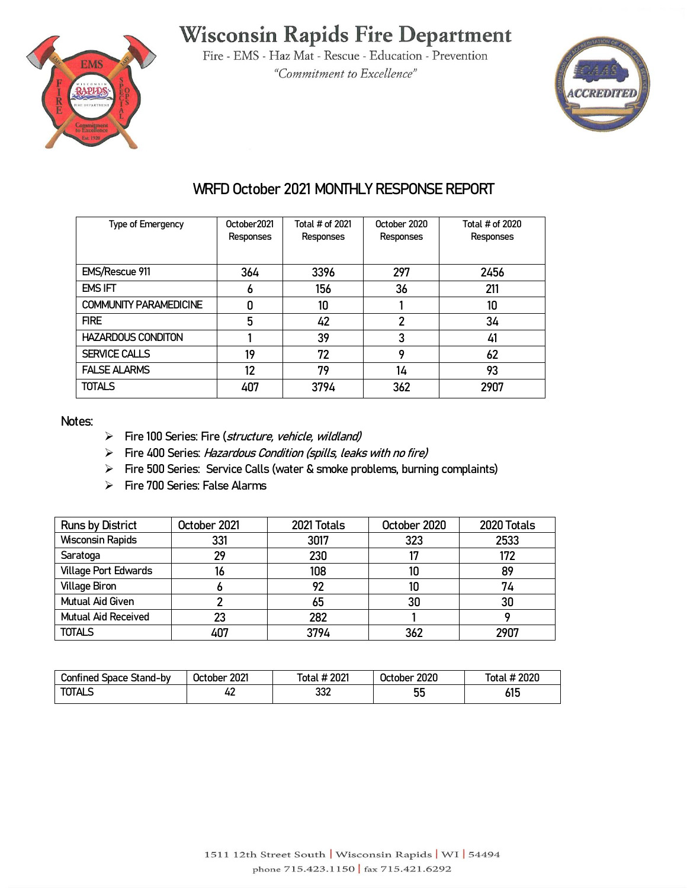# Wisconsin Rapids Fire Department

Fire - EMS - Haz Mat - Rescue - Education - Prevention

*"Commitment to Excellence"*

## WRFD October 2021 MONTHLY RESPONSE REPORT

| Type of Emergency | October2021 Responses | Total # of 2021 Responses | October 2020 Responses | Total # of 2020 Responses |
|---|---|---|---|---|
| EMS/Rescue 911 | 364 | 3396 | 297 | 2456 |
| EMS IFT | 6 | 156 | 36 | 211 |
| COMMUNITY PARAMEDICINE | 0 | 10 | 1 | 10 |
| FIRE | 5 | 42 | 2 | 34 |
| HAZARDOUS CONDITON | 1 | 39 | 3 | 41 |
| SERVICE CALLS | 19 | 72 | 9 | 62 |
| FALSE ALARMS | 12 | 79 | 14 | 93 |
| TOTALS | 407 | 3794 | 362 | 2907 |

Notes:

- Fire 100 Series: Fire (*structure, vehicle, wildland)*
- Fire 400 Series: *Hazardous Condition (spills, leaks with no fire)*
- Fire 500 Series: Service Calls (water & smoke problems, burning complaints)
- Fire 700 Series: False Alarms

| Runs by District | October 2021 | 2021 Totals | October 2020 | 2020 Totals |
|---|---|---|---|---|
| Wisconsin Rapids | 331 | 3017 | 323 | 2533 |
| Saratoga | 29 | 230 | 17 | 172 |
| Village Port Edwards | 16 | 108 | 10 | 89 |
| Village Biron | 6 | 92 | 10 | 74 |
| Mutual Aid Given | 2 | 65 | 30 | 30 |
| Mutual Aid Received | 23 | 282 | 1 | 9 |
| TOTALS | 407 | 3794 | 362 | 2907 |

| Confined Space Stand-by | October 2021 | Total # 2021 | October 2020 | Total # 2020 |
|---|---|---|---|---|
| TOTALS | 42 | 332 | 55 | 615 |

1511 12th Street South | Wisconsin Rapids | WI | 54494

phone 715.423.1150 | fax 715.421.6292